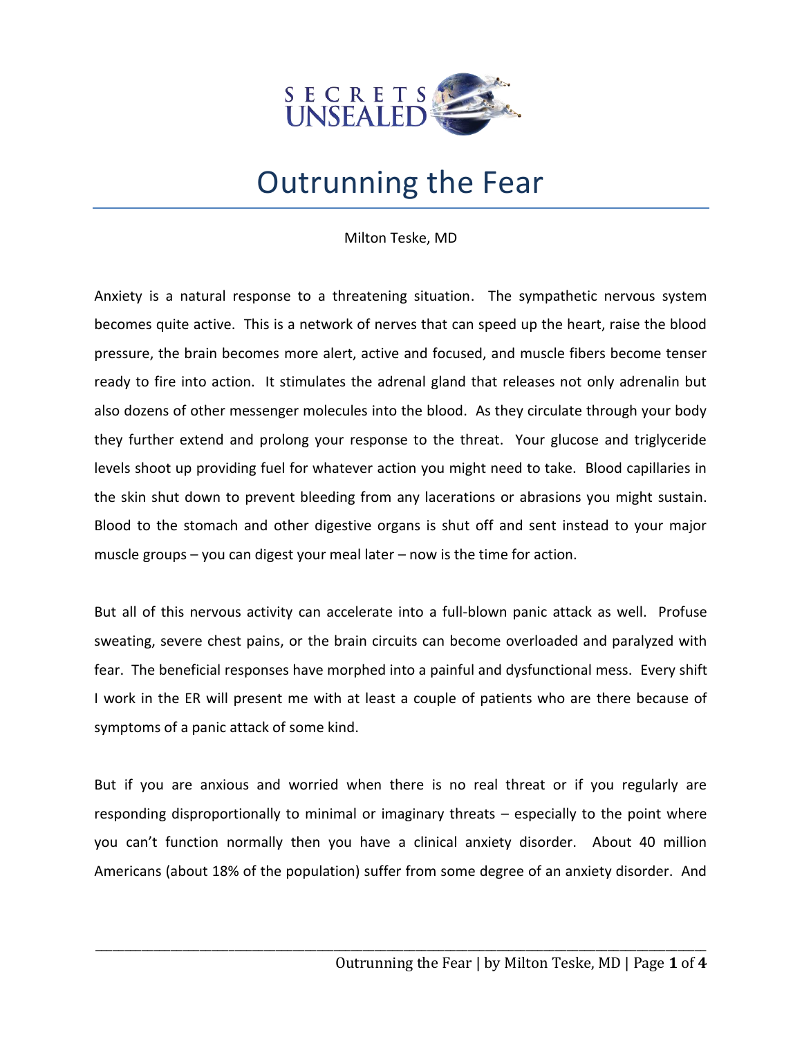# Outrunning the Fear

Milton Teske, MD

Anxiety is a natural response to a threatening situation. The sympathetic nervous system becomes quite active. This is a network of nerves that can speed up the heart, raise the blood pressure, the brain becomes more alert, active and focused, and muscle fibers become tenser ready to fire into action. It stimulates the adrenal gland that releases not only adrenalin but also dozens of other messenger molecules into the blood. As they circulate through your body they further extend and prolong your response to the threat. Your glucose and triglyceride levels shoot up providing fuel for whatever action you might need to take. Blood capillaries in the skin shut down to prevent bleeding from any lacerations or abrasions you might sustain. Blood to the stomach and other digestive organs is shut off and sent instead to your major muscle groups – you can digest your meal later – now is the time for action.

But all of this nervous activity can accelerate into a full-blown panic attack as well. Profuse sweating, severe chest pains, or the brain circuits can become overloaded and paralyzed with fear. The beneficial responses have morphed into a painful and dysfunctional mess. Every shift I work in the ER will present me with at least a couple of patients who are there because of symptoms of a panic attack of some kind.

But if you are anxious and worried when there is no real threat or if you regularly are responding disproportionally to minimal or imaginary threats – especially to the point where you can't function normally then you have a clinical anxiety disorder. About 40 million Americans (about 18% of the population) suffer from some degree of an anxiety disorder. And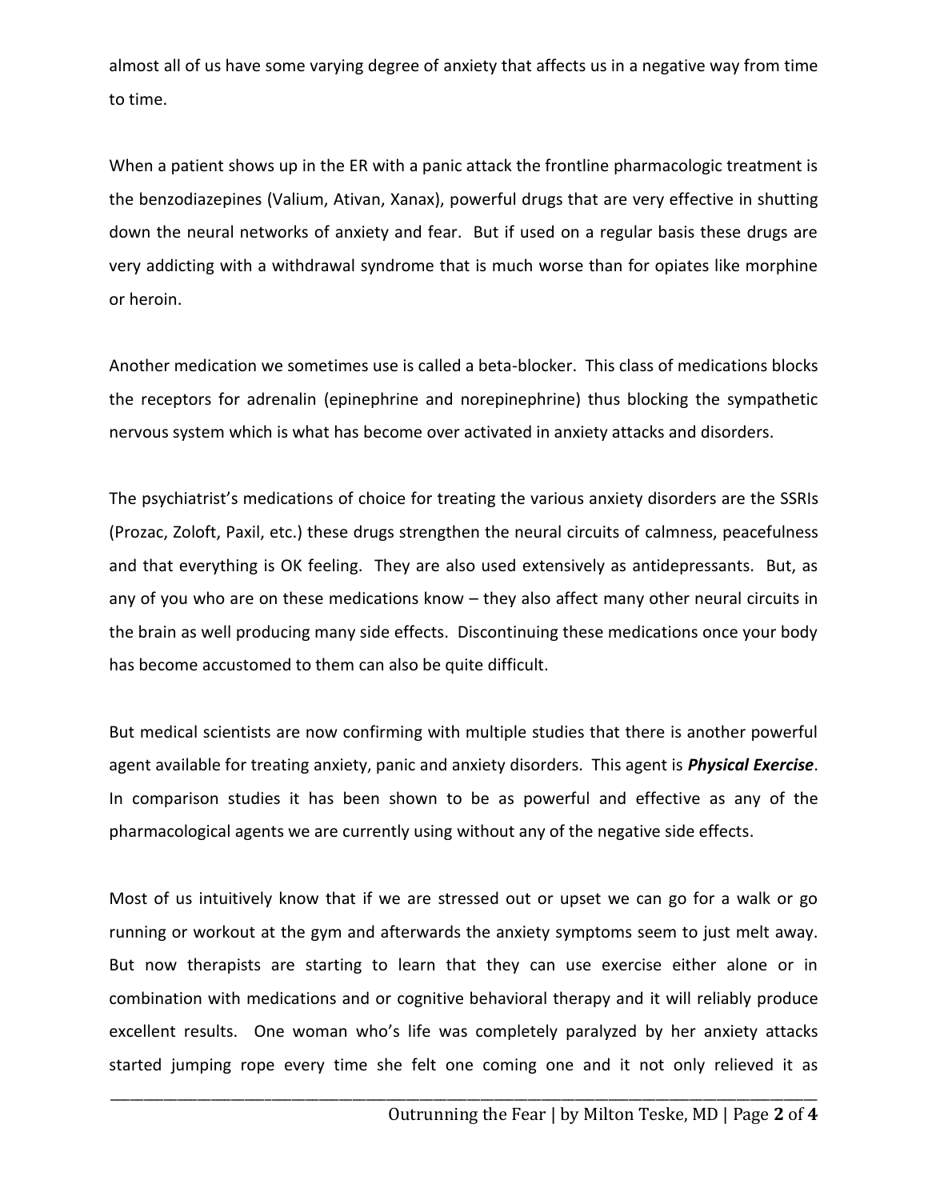almost all of us have some varying degree of anxiety that affects us in a negative way from time to time.

When a patient shows up in the ER with a panic attack the frontline pharmacologic treatment is the benzodiazepines (Valium, Ativan, Xanax), powerful drugs that are very effective in shutting down the neural networks of anxiety and fear. But if used on a regular basis these drugs are very addicting with a withdrawal syndrome that is much worse than for opiates like morphine or heroin.

Another medication we sometimes use is called a beta-blocker. This class of medications blocks the receptors for adrenalin (epinephrine and norepinephrine) thus blocking the sympathetic nervous system which is what has become over activated in anxiety attacks and disorders.

The psychiatrist's medications of choice for treating the various anxiety disorders are the SSRIs (Prozac, Zoloft, Paxil, etc.) these drugs strengthen the neural circuits of calmness, peacefulness and that everything is OK feeling. They are also used extensively as antidepressants. But, as any of you who are on these medications know – they also affect many other neural circuits in the brain as well producing many side effects. Discontinuing these medications once your body has become accustomed to them can also be quite difficult.

But medical scientists are now confirming with multiple studies that there is another powerful agent available for treating anxiety, panic and anxiety disorders. This agent is ***Physical Exercise***. In comparison studies it has been shown to be as powerful and effective as any of the pharmacological agents we are currently using without any of the negative side effects.

Most of us intuitively know that if we are stressed out or upset we can go for a walk or go running or workout at the gym and afterwards the anxiety symptoms seem to just melt away. But now therapists are starting to learn that they can use exercise either alone or in combination with medications and or cognitive behavioral therapy and it will reliably produce excellent results. One woman who's life was completely paralyzed by her anxiety attacks started jumping rope every time she felt one coming one and it not only relieved it as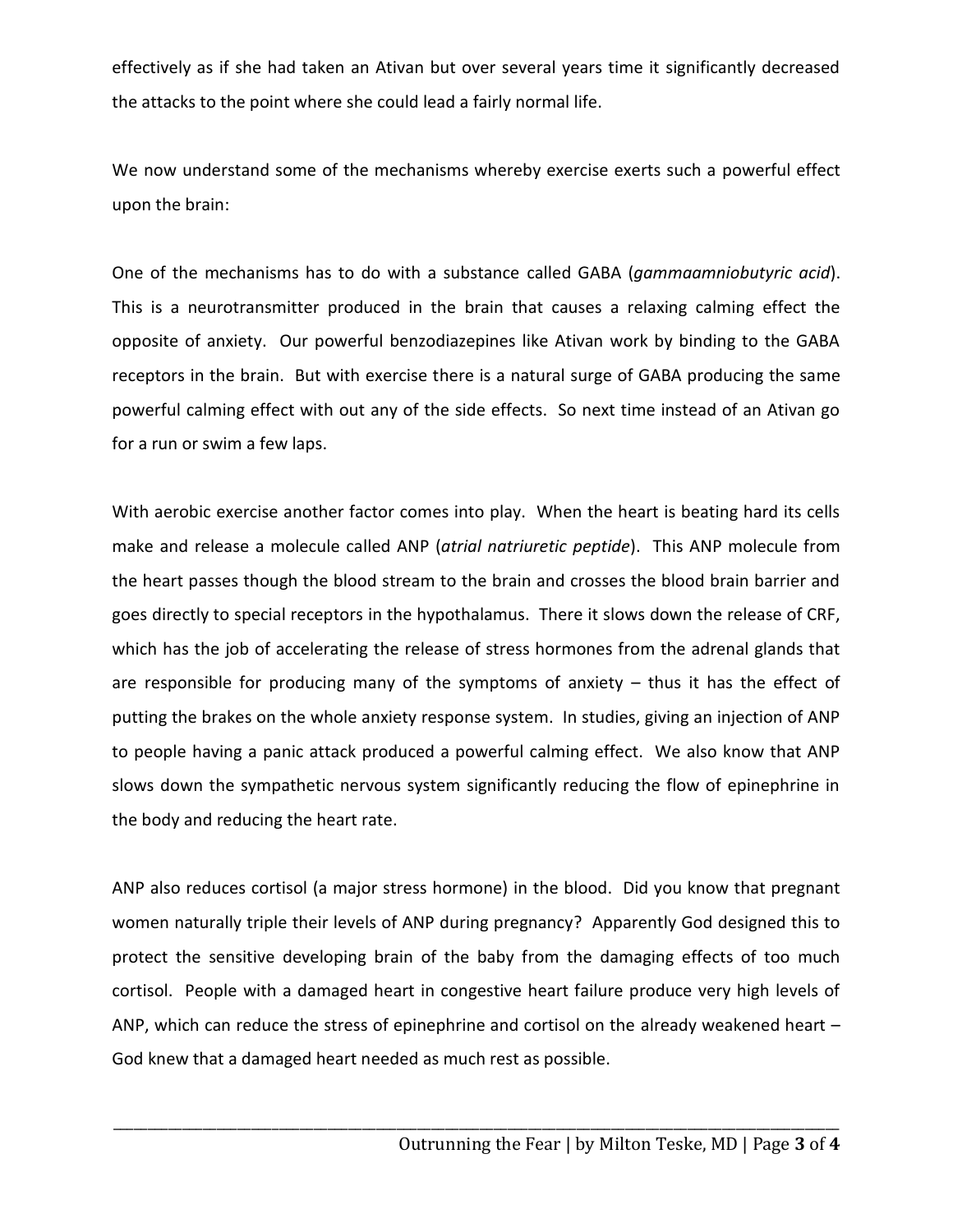effectively as if she had taken an Ativan but over several years time it significantly decreased the attacks to the point where she could lead a fairly normal life.

We now understand some of the mechanisms whereby exercise exerts such a powerful effect upon the brain:

One of the mechanisms has to do with a substance called GABA (*gammaamniobutyric acid*). This is a neurotransmitter produced in the brain that causes a relaxing calming effect the opposite of anxiety. Our powerful benzodiazepines like Ativan work by binding to the GABA receptors in the brain. But with exercise there is a natural surge of GABA producing the same powerful calming effect with out any of the side effects. So next time instead of an Ativan go for a run or swim a few laps.

With aerobic exercise another factor comes into play. When the heart is beating hard its cells make and release a molecule called ANP (*atrial natriuretic peptide*). This ANP molecule from the heart passes though the blood stream to the brain and crosses the blood brain barrier and goes directly to special receptors in the hypothalamus. There it slows down the release of CRF, which has the job of accelerating the release of stress hormones from the adrenal glands that are responsible for producing many of the symptoms of anxiety – thus it has the effect of putting the brakes on the whole anxiety response system. In studies, giving an injection of ANP to people having a panic attack produced a powerful calming effect. We also know that ANP slows down the sympathetic nervous system significantly reducing the flow of epinephrine in the body and reducing the heart rate.

ANP also reduces cortisol (a major stress hormone) in the blood. Did you know that pregnant women naturally triple their levels of ANP during pregnancy? Apparently God designed this to protect the sensitive developing brain of the baby from the damaging effects of too much cortisol. People with a damaged heart in congestive heart failure produce very high levels of ANP, which can reduce the stress of epinephrine and cortisol on the already weakened heart – God knew that a damaged heart needed as much rest as possible.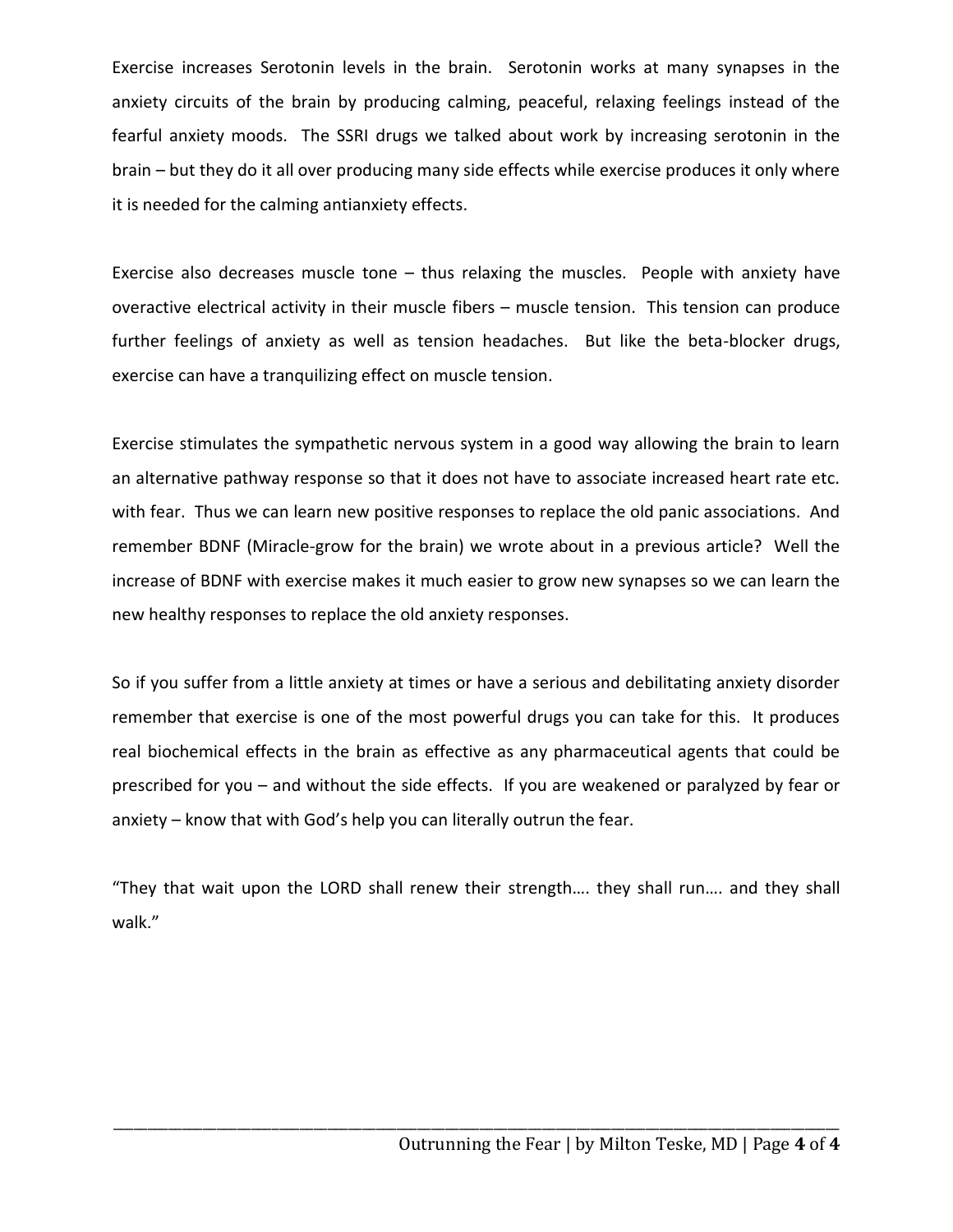Exercise increases Serotonin levels in the brain. Serotonin works at many synapses in the anxiety circuits of the brain by producing calming, peaceful, relaxing feelings instead of the fearful anxiety moods. The SSRI drugs we talked about work by increasing serotonin in the brain – but they do it all over producing many side effects while exercise produces it only where it is needed for the calming antianxiety effects.

Exercise also decreases muscle tone – thus relaxing the muscles. People with anxiety have overactive electrical activity in their muscle fibers – muscle tension. This tension can produce further feelings of anxiety as well as tension headaches. But like the beta-blocker drugs, exercise can have a tranquilizing effect on muscle tension.

Exercise stimulates the sympathetic nervous system in a good way allowing the brain to learn an alternative pathway response so that it does not have to associate increased heart rate etc. with fear. Thus we can learn new positive responses to replace the old panic associations. And remember BDNF (Miracle-grow for the brain) we wrote about in a previous article? Well the increase of BDNF with exercise makes it much easier to grow new synapses so we can learn the new healthy responses to replace the old anxiety responses.

So if you suffer from a little anxiety at times or have a serious and debilitating anxiety disorder remember that exercise is one of the most powerful drugs you can take for this. It produces real biochemical effects in the brain as effective as any pharmaceutical agents that could be prescribed for you – and without the side effects. If you are weakened or paralyzed by fear or anxiety – know that with God's help you can literally outrun the fear.

"They that wait upon the LORD shall renew their strength…. they shall run…. and they shall walk."